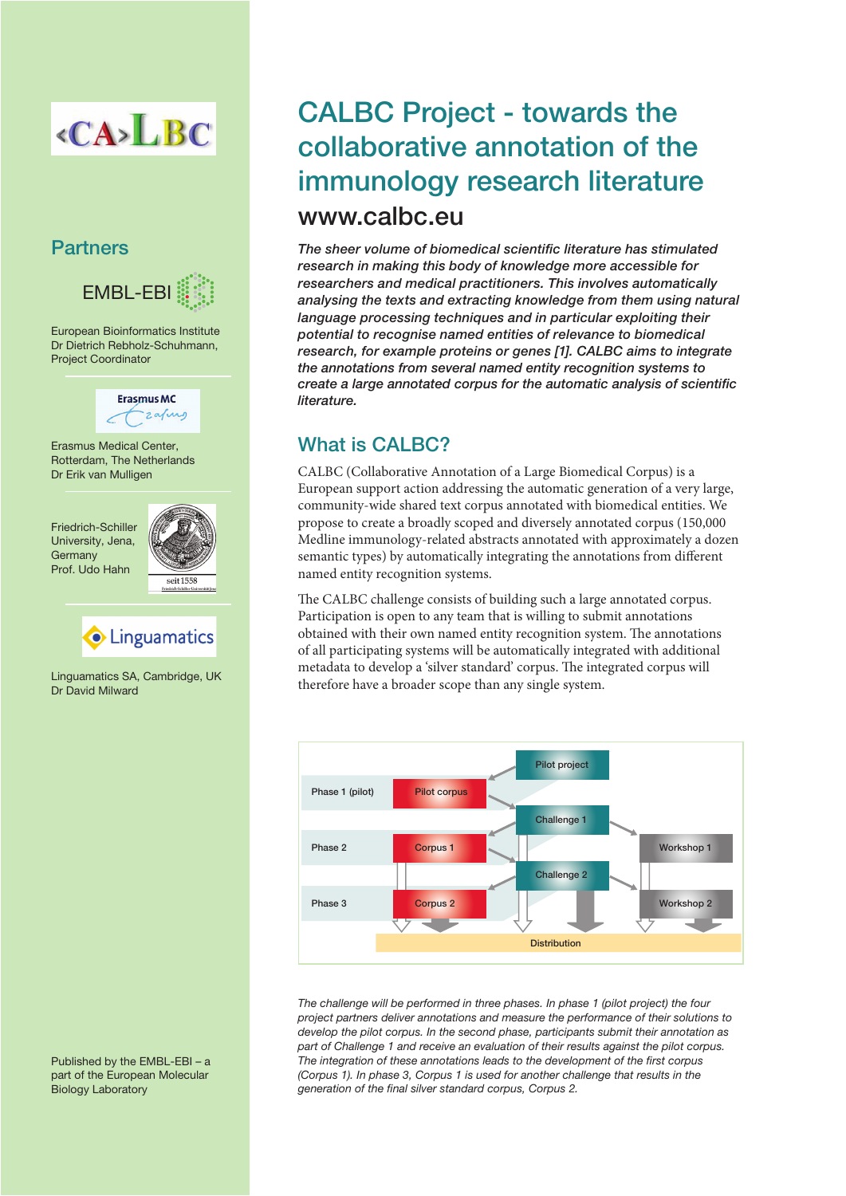# CALBC Project - towards the collaborative annotation of the immunology research literature

## www.calbc.eu

*The sheer volume of biomedical scientific literature has stimulated research in making this body of knowledge more accessible for researchers and medical practitioners. This involves automatically analysing the texts and extracting knowledge from them using natural language processing techniques and in particular exploiting their potential to recognise named entities of relevance to biomedical research, for example proteins or genes [1]. CALBC aims to integrate the annotations from several named entity recognition systems to create a large annotated corpus for the automatic analysis of scientific literature.*

## What is CALBC?

CALBC (Collaborative Annotation of a Large Biomedical Corpus) is a European support action addressing the automatic generation of a very large, community-wide shared text corpus annotated with biomedical entities. We propose to create a broadly scoped and diversely annotated corpus (150,000 Medline immunology-related abstracts annotated with approximately a dozen semantic types) by automatically integrating the annotations from different named entity recognition systems.

The CALBC challenge consists of building such a large annotated corpus. Participation is open to any team that is willing to submit annotations obtained with their own named entity recognition system. The annotations of all participating systems will be automatically integrated with additional metadata to develop a 'silver standard' corpus. The integrated corpus will therefore have a broader scope than any single system.

Phase 1 (pilot) — Pilot project — Pilot corpus
Phase 2 — Challenge 1 — Corpus 1 — Workshop 1
Phase 3 — Challenge 2 — Corpus 2 — Workshop 2
Distribution

*The challenge will be performed in three phases. In phase 1 (pilot project) the four project partners deliver annotations and measure the performance of their solutions to develop the pilot corpus. In the second phase, participants submit their annotation as part of Challenge 1 and receive an evaluation of their results against the pilot corpus. The integration of these annotations leads to the development of the first corpus (Corpus 1). In phase 3, Corpus 1 is used for another challenge that results in the generation of the final silver standard corpus, Corpus 2.*

## Partners

EMBL-EBI

European Bioinformatics Institute
Dr Dietrich Rebholz-Schuhmann,
Project Coordinator

Erasmus MC

Erasmus Medical Center,
Rotterdam, The Netherlands
Dr Erik van Mulligen

Friedrich-Schiller University, Jena, Germany
Prof. Udo Hahn

Linguamatics

Linguamatics SA, Cambridge, UK
Dr David Milward

Published by the EMBL-EBI – a part of the European Molecular Biology Laboratory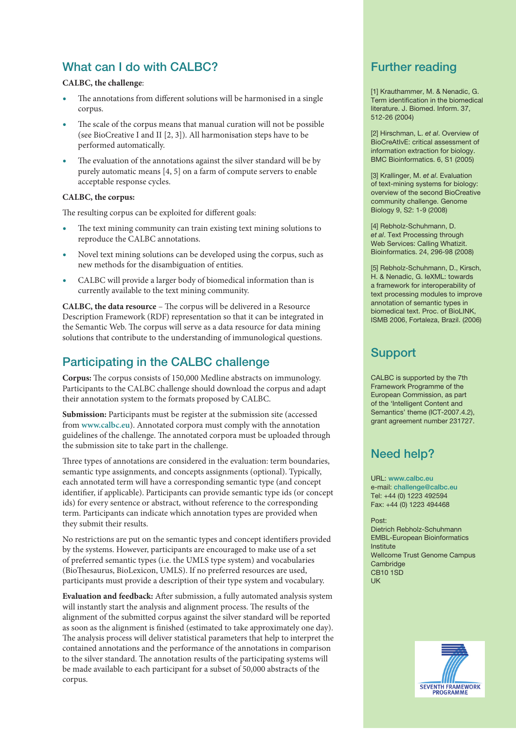## What can I do with CALBC?

**CALBC, the challenge**:

- The annotations from different solutions will be harmonised in a single corpus.
- The scale of the corpus means that manual curation will not be possible (see BioCreative I and II [2, 3]). All harmonisation steps have to be performed automatically.
- The evaluation of the annotations against the silver standard will be by purely automatic means [4, 5] on a farm of compute servers to enable acceptable response cycles.

**CALBC, the corpus:**

The resulting corpus can be exploited for different goals:

- The text mining community can train existing text mining solutions to reproduce the CALBC annotations.
- Novel text mining solutions can be developed using the corpus, such as new methods for the disambiguation of entities.
- CALBC will provide a larger body of biomedical information than is currently available to the text mining community.

**CALBC, the data resource** – The corpus will be delivered in a Resource Description Framework (RDF) representation so that it can be integrated in the Semantic Web. The corpus will serve as a data resource for data mining solutions that contribute to the understanding of immunological questions.

## Participating in the CALBC challenge

**Corpus:** The corpus consists of 150,000 Medline abstracts on immunology. Participants to the CALBC challenge should download the corpus and adapt their annotation system to the formats proposed by CALBC.

**Submission:** Participants must be register at the submission site (accessed from www.calbc.eu). Annotated corpora must comply with the annotation guidelines of the challenge. The annotated corpora must be uploaded through the submission site to take part in the challenge.

Three types of annotations are considered in the evaluation: term boundaries, semantic type assignments, and concepts assignments (optional). Typically, each annotated term will have a corresponding semantic type (and concept identifier, if applicable). Participants can provide semantic type ids (or concept ids) for every sentence or abstract, without reference to the corresponding term. Participants can indicate which annotation types are provided when they submit their results.

No restrictions are put on the semantic types and concept identifiers provided by the systems. However, participants are encouraged to make use of a set of preferred semantic types (i.e. the UMLS type system) and vocabularies (BioThesaurus, BioLexicon, UMLS). If no preferred resources are used, participants must provide a description of their type system and vocabulary.

**Evaluation and feedback:** After submission, a fully automated analysis system will instantly start the analysis and alignment process. The results of the alignment of the submitted corpus against the silver standard will be reported as soon as the alignment is finished (estimated to take approximately one day). The analysis process will deliver statistical parameters that help to interpret the contained annotations and the performance of the annotations in comparison to the silver standard. The annotation results of the participating systems will be made available to each participant for a subset of 50,000 abstracts of the corpus.

## Further reading

[1] Krauthammer, M. & Nenadic, G. Term identification in the biomedical literature. J. Biomed. Inform. 37, 512-26 (2004)

[2] Hirschman, L. *et al*. Overview of BioCreAtIvE: critical assessment of information extraction for biology. BMC Bioinformatics. 6, S1 (2005)

[3] Krallinger, M. *et al*. Evaluation of text-mining systems for biology: overview of the second BioCreative community challenge. Genome Biology 9, S2: 1-9 (2008)

[4] Rebholz-Schuhmann, D. *et al*. Text Processing through Web Services: Calling Whatizit. Bioinformatics. 24, 296-98 (2008)

[5] Rebholz-Schuhmann, D., Kirsch, H. & Nenadic, G. IeXML: towards a framework for interoperability of text processing modules to improve annotation of semantic types in biomedical text. Proc. of BioLINK, ISMB 2006, Fortaleza, Brazil. (2006)

## Support

CALBC is supported by the 7th Framework Programme of the European Commission, as part of the 'Intelligent Content and Semantics' theme (ICT-2007.4.2), grant agreement number 231727.

## Need help?

URL: www.calbc.eu
e-mail: challenge@calbc.eu
Tel: +44 (0) 1223 492594
Fax: +44 (0) 1223 494468

Post:
Dietrich Rebholz-Schuhmann
EMBL-European Bioinformatics Institute
Wellcome Trust Genome Campus
Cambridge
CB10 1SD
UK

SEVENTH FRAMEWORK PROGRAMME